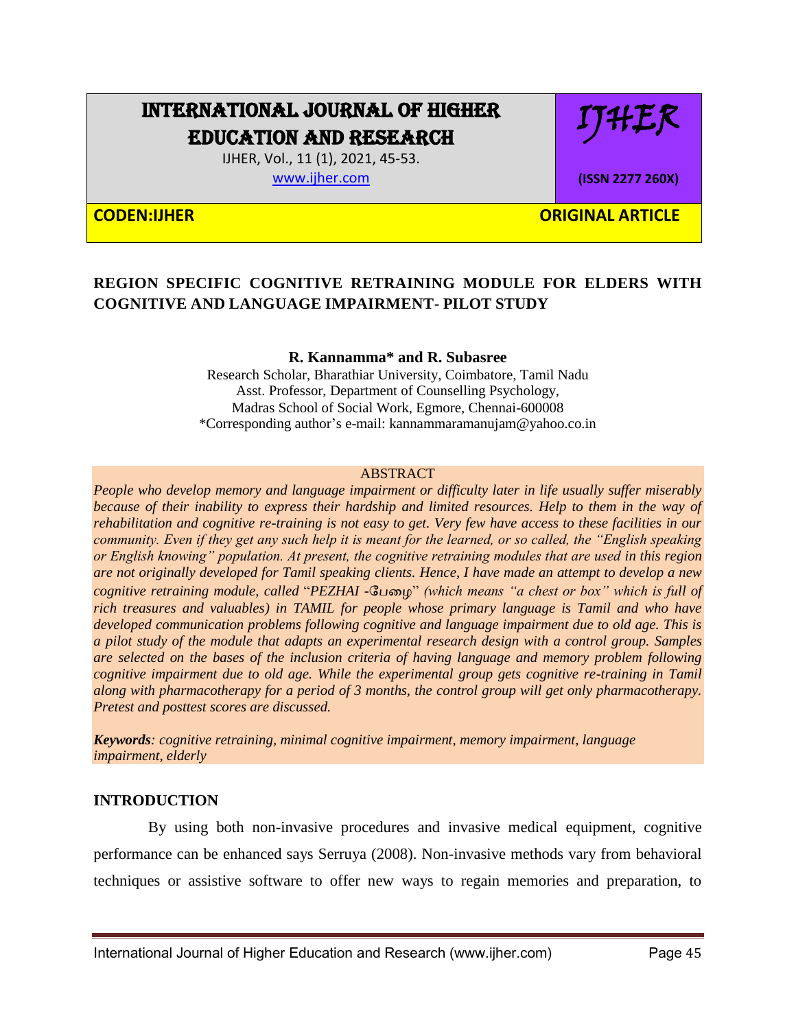# REGION SPECIFIC COGNITIVE RETRAINING MODULE FOR ELDERS WITH COGNITIVE AND LANGUAGE IMPAIRMENT- PILOT STUDY

**R. Kannamma\* and R. Subasree**

Research Scholar, Bharathiar University, Coimbatore, Tamil Nadu
Asst. Professor, Department of Counselling Psychology,
Madras School of Social Work, Egmore, Chennai-600008
\*Corresponding author's e-mail: kannammaramanujam@yahoo.co.in

## ABSTRACT

*People who develop memory and language impairment or difficulty later in life usually suffer miserably because of their inability to express their hardship and limited resources. Help to them in the way of rehabilitation and cognitive re-training is not easy to get. Very few have access to these facilities in our community. Even if they get any such help it is meant for the learned, or so called, the "English speaking or English knowing" population. At present, the cognitive retraining modules that are used in this region are not originally developed for Tamil speaking clients. Hence, I have made an attempt to develop a new cognitive retraining module, called* "PEZHAI -பேழை" *(which means "a chest or box" which is full of rich treasures and valuables) in TAMIL for people whose primary language is Tamil and who have developed communication problems following cognitive and language impairment due to old age. This is a pilot study of the module that adapts an experimental research design with a control group. Samples are selected on the bases of the inclusion criteria of having language and memory problem following cognitive impairment due to old age. While the experimental group gets cognitive re-training in Tamil along with pharmacotherapy for a period of 3 months, the control group will get only pharmacotherapy. Pretest and posttest scores are discussed.*

***Keywords**: cognitive retraining, minimal cognitive impairment, memory impairment, language impairment, elderly*

## INTRODUCTION

By using both non-invasive procedures and invasive medical equipment, cognitive performance can be enhanced says Serruya (2008). Non-invasive methods vary from behavioral techniques or assistive software to offer new ways to regain memories and preparation, to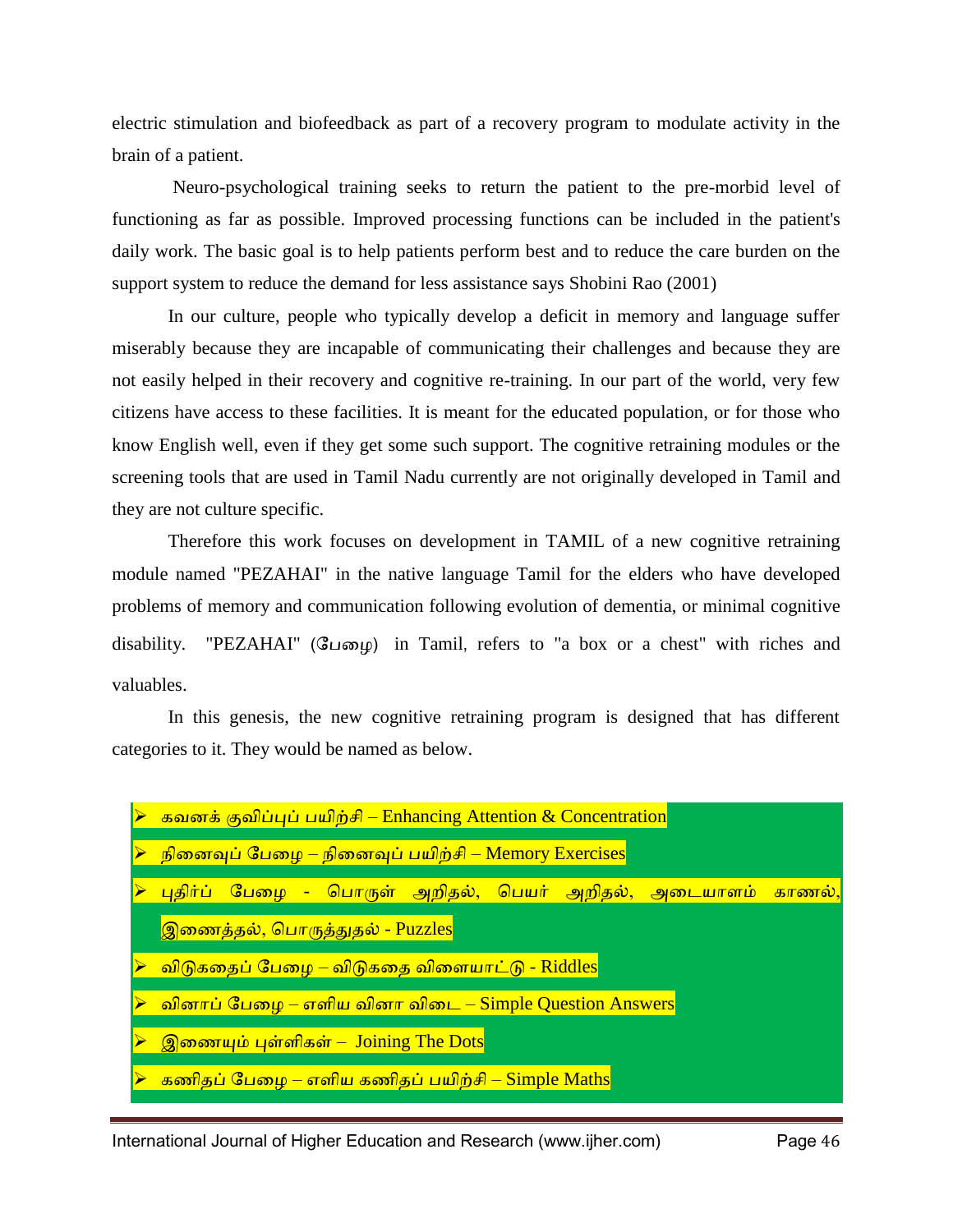electric stimulation and biofeedback as part of a recovery program to modulate activity in the brain of a patient.

Neuro-psychological training seeks to return the patient to the pre-morbid level of functioning as far as possible. Improved processing functions can be included in the patient's daily work. The basic goal is to help patients perform best and to reduce the care burden on the support system to reduce the demand for less assistance says Shobini Rao (2001)

In our culture, people who typically develop a deficit in memory and language suffer miserably because they are incapable of communicating their challenges and because they are not easily helped in their recovery and cognitive re-training. In our part of the world, very few citizens have access to these facilities. It is meant for the educated population, or for those who know English well, even if they get some such support. The cognitive retraining modules or the screening tools that are used in Tamil Nadu currently are not originally developed in Tamil and they are not culture specific.

Therefore this work focuses on development in TAMIL of a new cognitive retraining module named "PEZAHAI" in the native language Tamil for the elders who have developed problems of memory and communication following evolution of dementia, or minimal cognitive disability. "PEZAHAI" (பேழை) in Tamil, refers to "a box or a chest" with riches and valuables.

In this genesis, the new cognitive retraining program is designed that has different categories to it. They would be named as below.

- கவனக் குவிப்புப் பயிற்சி – Enhancing Attention & Concentration
- நினைவுப் பேழை – நினைவுப் பயிற்சி – Memory Exercises
- புதிர்ப் பேழை - பொருள் அறிதல், பெயர் அறிதல், அடையாளம் காணல், இணைத்தல், பொருத்துதல் - Puzzles
- விடுகதைப் பேழை – விடுகதை விளையாட்டு - Riddles
- வினாப் பேழை – எளிய வினா விடை – Simple Question Answers
- இணையும் புள்ளிகள் – Joining The Dots
- கணிதப் பேழை – எளிய கணிதப் பயிற்சி – Simple Maths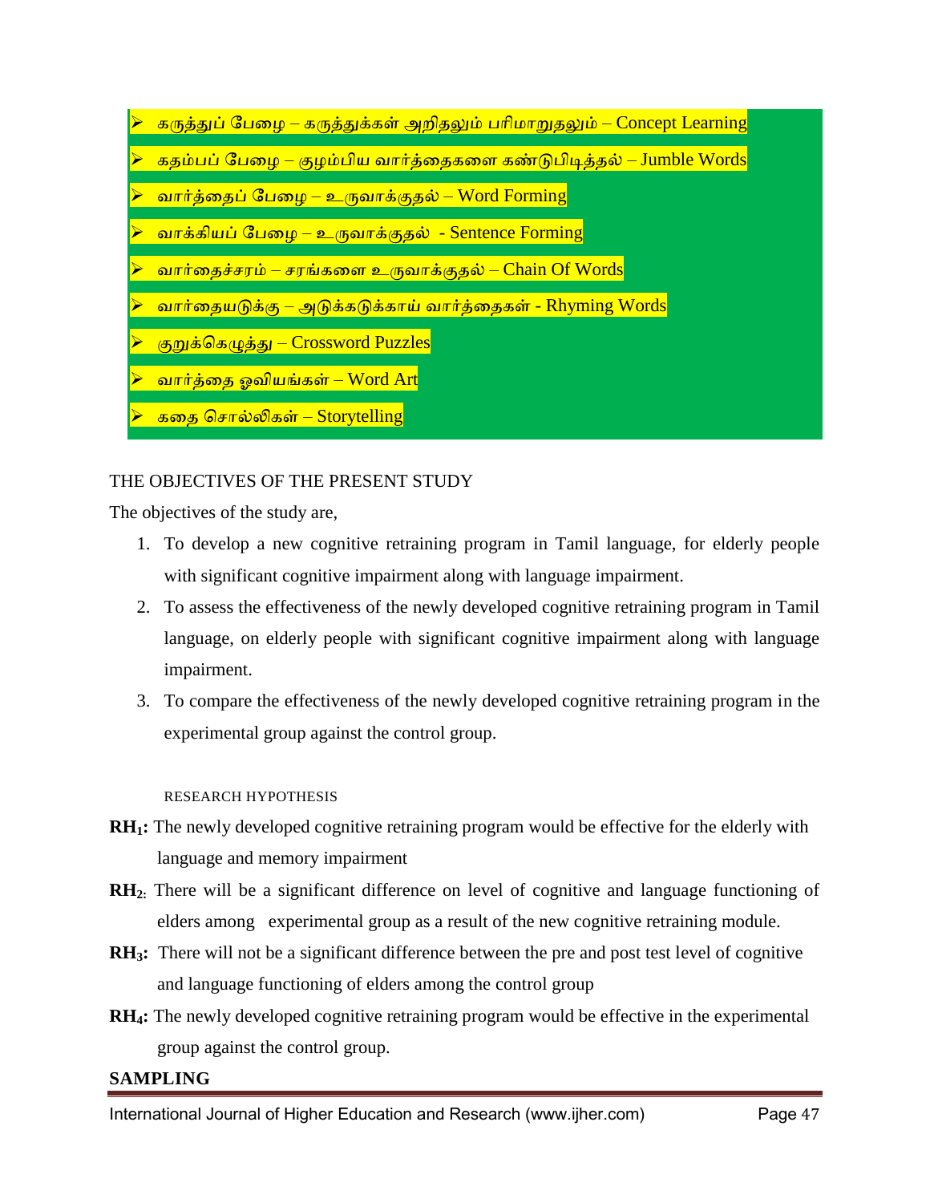- கருத்துப் பேழை – கருத்துக்கள் அறிதலும் பரிமாறுதலும் – Concept Learning
- கதம்பப் பேழை – குழம்பிய வார்த்தைகளை கண்டுபிடித்தல் – Jumble Words
- வார்த்தைப் பேழை – உருவாக்குதல் – Word Forming
- வாக்கியப் பேழை – உருவாக்குதல் - Sentence Forming
- வார்த்தைச்சரம் – சரங்களை உருவாக்குதல் – Chain Of Words
- வார்த்தையடுக்கு – அடுக்கடுக்காய் வார்த்தைகள் - Rhyming Words
- குறுக்கெழுத்து – Crossword Puzzles
- வார்த்தை ஓவியங்கள் – Word Art
- கதை சொல்லிகள் – Storytelling

## THE OBJECTIVES OF THE PRESENT STUDY

The objectives of the study are,

1. To develop a new cognitive retraining program in Tamil language, for elderly people with significant cognitive impairment along with language impairment.
2. To assess the effectiveness of the newly developed cognitive retraining program in Tamil language, on elderly people with significant cognitive impairment along with language impairment.
3. To compare the effectiveness of the newly developed cognitive retraining program in the experimental group against the control group.

### RESEARCH HYPOTHESIS

**$RH_1$:** The newly developed cognitive retraining program would be effective for the elderly with language and memory impairment

**$RH_2$:** There will be a significant difference on level of cognitive and language functioning of elders among experimental group as a result of the new cognitive retraining module.

**$RH_3$:** There will not be a significant difference between the pre and post test level of cognitive and language functioning of elders among the control group

**$RH_4$:** The newly developed cognitive retraining program would be effective in the experimental group against the control group.

## SAMPLING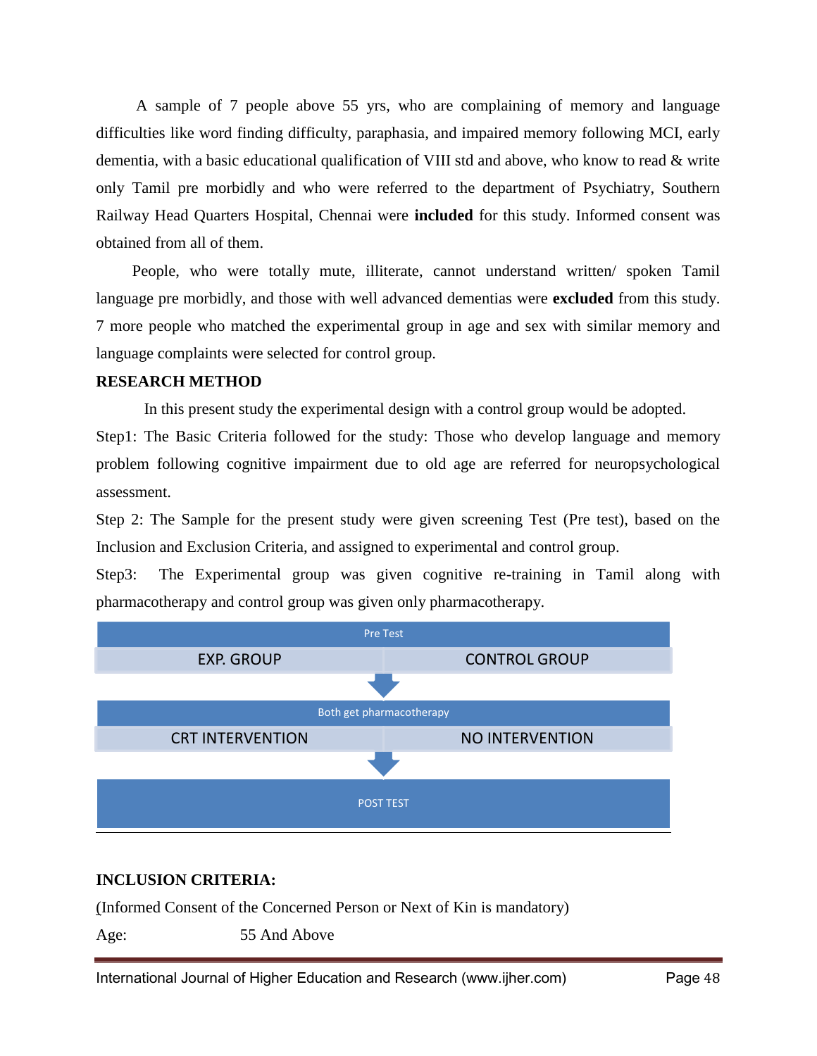A sample of 7 people above 55 yrs, who are complaining of memory and language difficulties like word finding difficulty, paraphasia, and impaired memory following MCI, early dementia, with a basic educational qualification of VIII std and above, who know to read & write only Tamil pre morbidly and who were referred to the department of Psychiatry, Southern Railway Head Quarters Hospital, Chennai were **included** for this study. Informed consent was obtained from all of them.

People, who were totally mute, illiterate, cannot understand written/ spoken Tamil language pre morbidly, and those with well advanced dementias were **excluded** from this study. 7 more people who matched the experimental group in age and sex with similar memory and language complaints were selected for control group.

**RESEARCH METHOD**

In this present study the experimental design with a control group would be adopted.

Step1: The Basic Criteria followed for the study: Those who develop language and memory problem following cognitive impairment due to old age are referred for neuropsychological assessment.

Step 2: The Sample for the present study were given screening Test (Pre test), based on the Inclusion and Exclusion Criteria, and assigned to experimental and control group.

Step3: The Experimental group was given cognitive re-training in Tamil along with pharmacotherapy and control group was given only pharmacotherapy.

| Pre Test | |
|---|---|
| EXP. GROUP | CONTROL GROUP |
| Both get pharmacotherapy | |
| CRT INTERVENTION | NO INTERVENTION |
| POST TEST | |

**INCLUSION CRITERIA:**

(Informed Consent of the Concerned Person or Next of Kin is mandatory)

Age: 55 And Above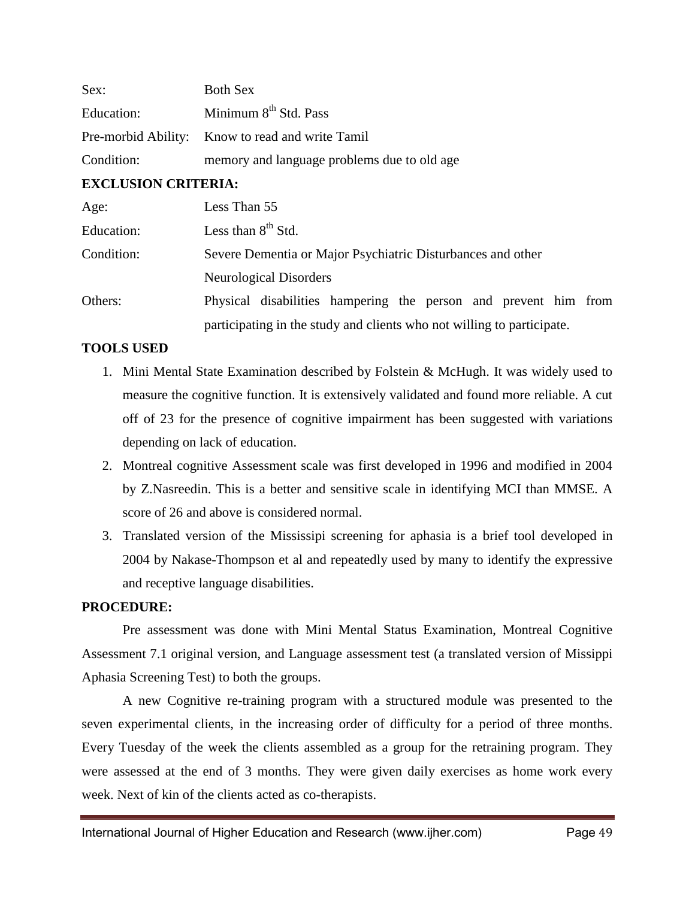| | |
|---|---|
| Sex: | Both Sex |
| Education: | Minimum 8th Std. Pass |
| Pre-morbid Ability: | Know to read and write Tamil |
| Condition: | memory and language problems due to old age |

**EXCLUSION CRITERIA:**

| | |
|---|---|
| Age: | Less Than 55 |
| Education: | Less than 8th Std. |
| Condition: | Severe Dementia or Major Psychiatric Disturbances and other Neurological Disorders |
| Others: | Physical disabilities hampering the person and prevent him from participating in the study and clients who not willing to participate. |

**TOOLS USED**

1. Mini Mental State Examination described by Folstein & McHugh. It was widely used to measure the cognitive function. It is extensively validated and found more reliable. A cut off of 23 for the presence of cognitive impairment has been suggested with variations depending on lack of education.
2. Montreal cognitive Assessment scale was first developed in 1996 and modified in 2004 by Z.Nasreedin. This is a better and sensitive scale in identifying MCI than MMSE. A score of 26 and above is considered normal.
3. Translated version of the Mississipi screening for aphasia is a brief tool developed in 2004 by Nakase-Thompson et al and repeatedly used by many to identify the expressive and receptive language disabilities.

**PROCEDURE:**

Pre assessment was done with Mini Mental Status Examination, Montreal Cognitive Assessment 7.1 original version, and Language assessment test (a translated version of Missippi Aphasia Screening Test) to both the groups.

A new Cognitive re-training program with a structured module was presented to the seven experimental clients, in the increasing order of difficulty for a period of three months. Every Tuesday of the week the clients assembled as a group for the retraining program. They were assessed at the end of 3 months. They were given daily exercises as home work every week. Next of kin of the clients acted as co-therapists.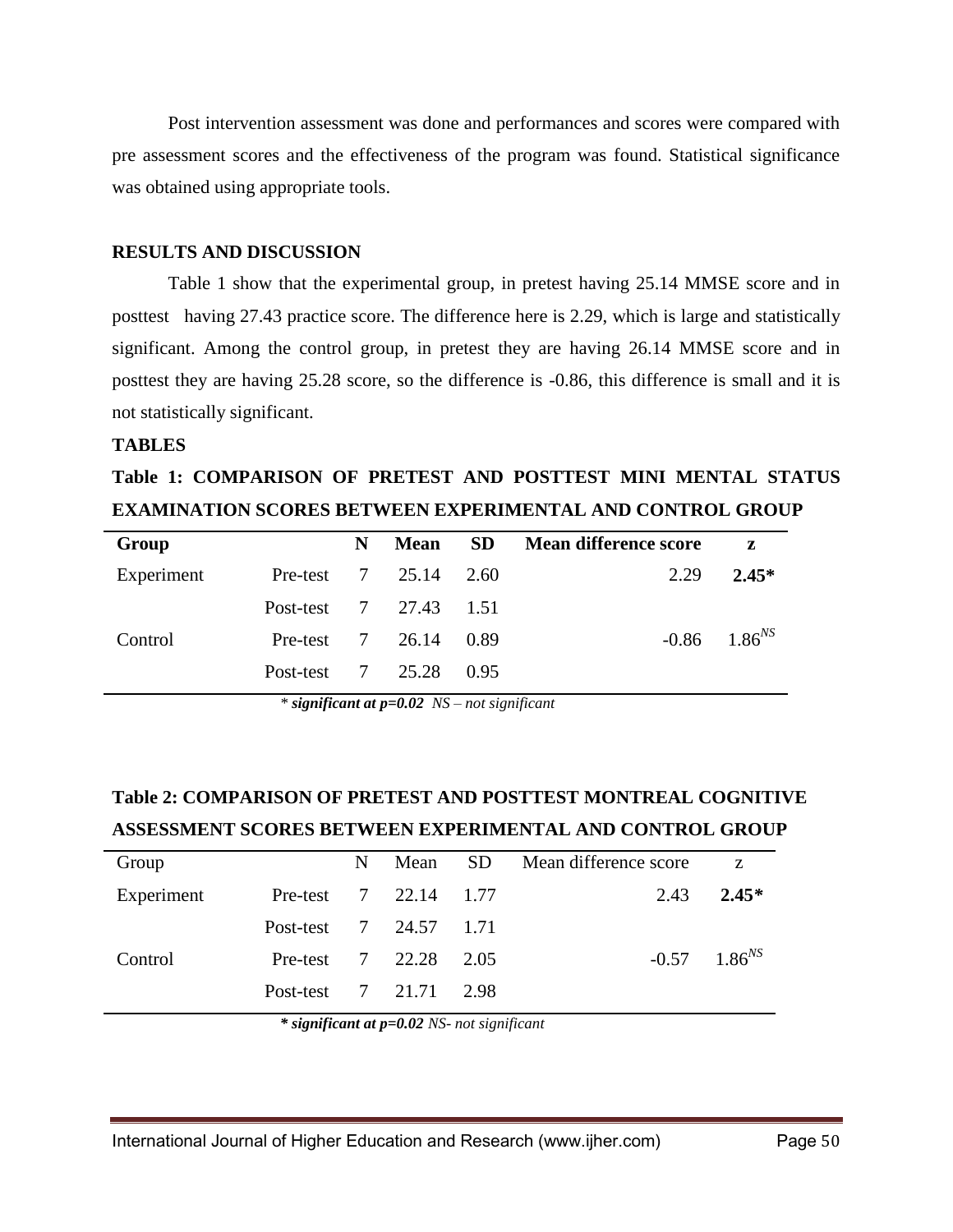Post intervention assessment was done and performances and scores were compared with pre assessment scores and the effectiveness of the program was found. Statistical significance was obtained using appropriate tools.

## RESULTS AND DISCUSSION

Table 1 show that the experimental group, in pretest having 25.14 MMSE score and in posttest having 27.43 practice score. The difference here is 2.29, which is large and statistically significant. Among the control group, in pretest they are having 26.14 MMSE score and in posttest they are having 25.28 score, so the difference is -0.86, this difference is small and it is not statistically significant.

## TABLES

**Table 1: COMPARISON OF PRETEST AND POSTTEST MINI MENTAL STATUS EXAMINATION SCORES BETWEEN EXPERIMENTAL AND CONTROL GROUP**

| Group | | N | Mean | SD | Mean difference score | z |
|---|---|---|---|---|---|---|
| Experiment | Pre-test | 7 | 25.14 | 2.60 | 2.29 | **2.45*** |
| | Post-test | 7 | 27.43 | 1.51 | | |
| Control | Pre-test | 7 | 26.14 | 0.89 | -0.86 | $1.86^{NS}$ |
| | Post-test | 7 | 25.28 | 0.95 | | |

*\* **significant at p=0.02** NS – not significant*

**Table 2: COMPARISON OF PRETEST AND POSTTEST MONTREAL COGNITIVE ASSESSMENT SCORES BETWEEN EXPERIMENTAL AND CONTROL GROUP**

| Group | | N | Mean | SD | Mean difference score | z |
|---|---|---|---|---|---|---|
| Experiment | Pre-test | 7 | 22.14 | 1.77 | 2.43 | **2.45*** |
| | Post-test | 7 | 24.57 | 1.71 | | |
| Control | Pre-test | 7 | 22.28 | 2.05 | -0.57 | $1.86^{NS}$ |
| | Post-test | 7 | 21.71 | 2.98 | | |

***\* significant at p=0.02** NS- not significant*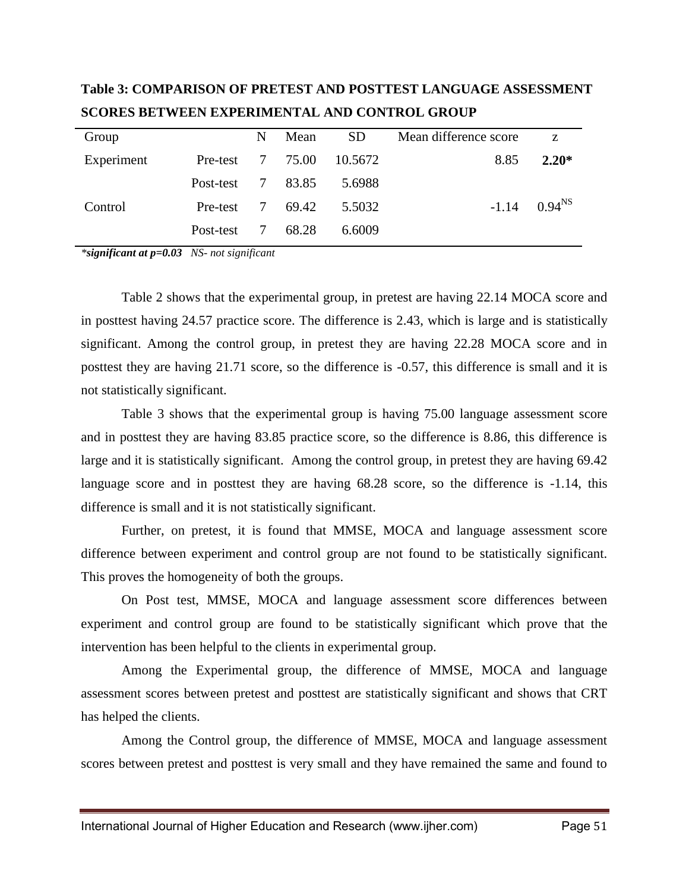**Table 3: COMPARISON OF PRETEST AND POSTTEST LANGUAGE ASSESSMENT SCORES BETWEEN EXPERIMENTAL AND CONTROL GROUP**

| Group | | N | Mean | SD | Mean difference score | z |
|---|---|---|---|---|---|---|
| Experiment | Pre-test | 7 | 75.00 | 10.5672 | 8.85 | **2.20*** |
| | Post-test | 7 | 83.85 | 5.6988 | | |
| Control | Pre-test | 7 | 69.42 | 5.5032 | -1.14 | $0.94^{NS}$ |
| | Post-test | 7 | 68.28 | 6.6009 | | |

***significant at p=0.03*** *NS- not significant*

Table 2 shows that the experimental group, in pretest are having 22.14 MOCA score and in posttest having 24.57 practice score. The difference is 2.43, which is large and is statistically significant. Among the control group, in pretest they are having 22.28 MOCA score and in posttest they are having 21.71 score, so the difference is -0.57, this difference is small and it is not statistically significant.

Table 3 shows that the experimental group is having 75.00 language assessment score and in posttest they are having 83.85 practice score, so the difference is 8.86, this difference is large and it is statistically significant. Among the control group, in pretest they are having 69.42 language score and in posttest they are having 68.28 score, so the difference is -1.14, this difference is small and it is not statistically significant.

Further, on pretest, it is found that MMSE, MOCA and language assessment score difference between experiment and control group are not found to be statistically significant. This proves the homogeneity of both the groups.

On Post test, MMSE, MOCA and language assessment score differences between experiment and control group are found to be statistically significant which prove that the intervention has been helpful to the clients in experimental group.

Among the Experimental group, the difference of MMSE, MOCA and language assessment scores between pretest and posttest are statistically significant and shows that CRT has helped the clients.

Among the Control group, the difference of MMSE, MOCA and language assessment scores between pretest and posttest is very small and they have remained the same and found to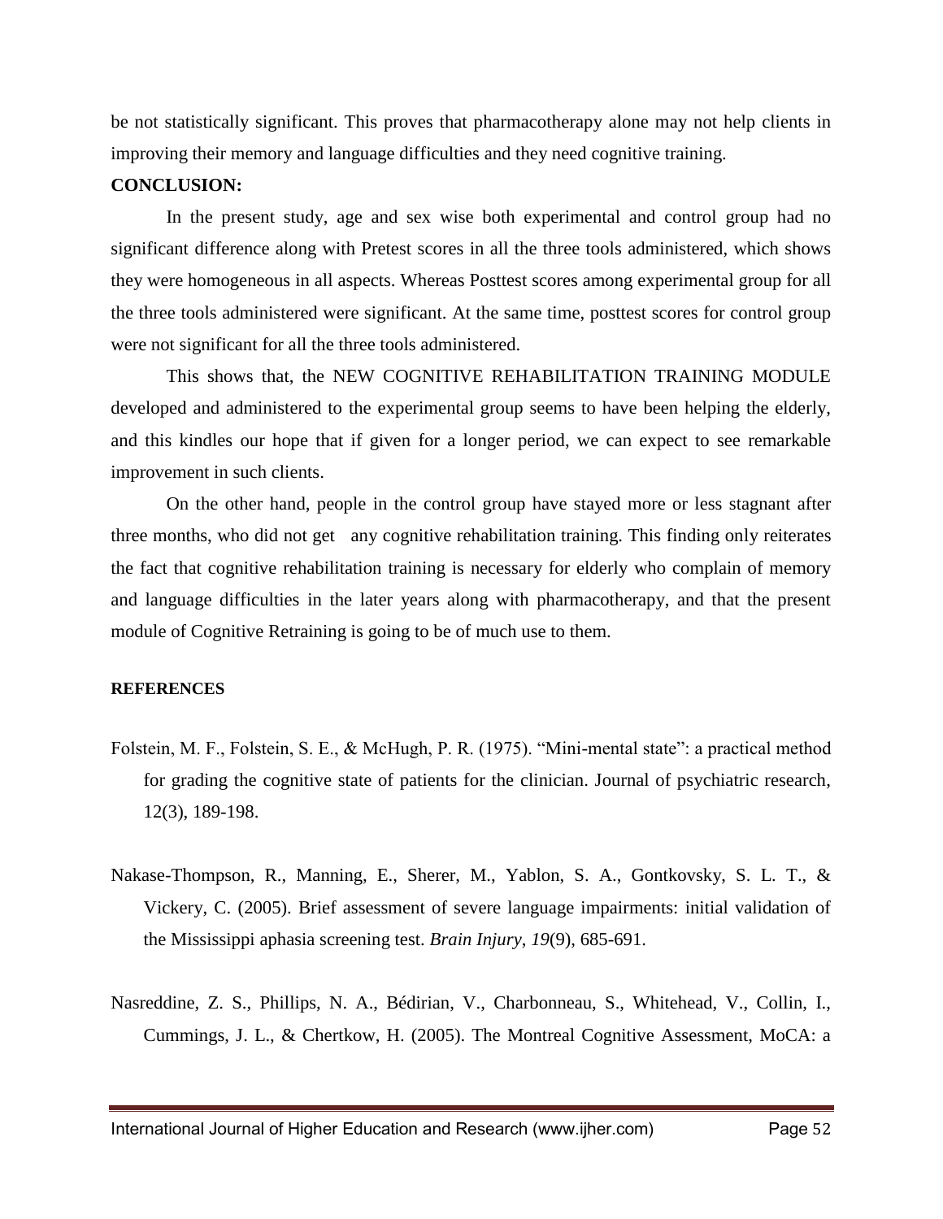be not statistically significant. This proves that pharmacotherapy alone may not help clients in improving their memory and language difficulties and they need cognitive training.

**CONCLUSION:**

In the present study, age and sex wise both experimental and control group had no significant difference along with Pretest scores in all the three tools administered, which shows they were homogeneous in all aspects. Whereas Posttest scores among experimental group for all the three tools administered were significant. At the same time, posttest scores for control group were not significant for all the three tools administered.

This shows that, the NEW COGNITIVE REHABILITATION TRAINING MODULE developed and administered to the experimental group seems to have been helping the elderly, and this kindles our hope that if given for a longer period, we can expect to see remarkable improvement in such clients.

On the other hand, people in the control group have stayed more or less stagnant after three months, who did not get any cognitive rehabilitation training. This finding only reiterates the fact that cognitive rehabilitation training is necessary for elderly who complain of memory and language difficulties in the later years along with pharmacotherapy, and that the present module of Cognitive Retraining is going to be of much use to them.

**REFERENCES**

Folstein, M. F., Folstein, S. E., & McHugh, P. R. (1975). "Mini-mental state": a practical method for grading the cognitive state of patients for the clinician. Journal of psychiatric research, 12(3), 189-198.

Nakase-Thompson, R., Manning, E., Sherer, M., Yablon, S. A., Gontkovsky, S. L. T., & Vickery, C. (2005). Brief assessment of severe language impairments: initial validation of the Mississippi aphasia screening test. *Brain Injury*, *19*(9), 685-691.

Nasreddine, Z. S., Phillips, N. A., Bédirian, V., Charbonneau, S., Whitehead, V., Collin, I., Cummings, J. L., & Chertkow, H. (2005). The Montreal Cognitive Assessment, MoCA: a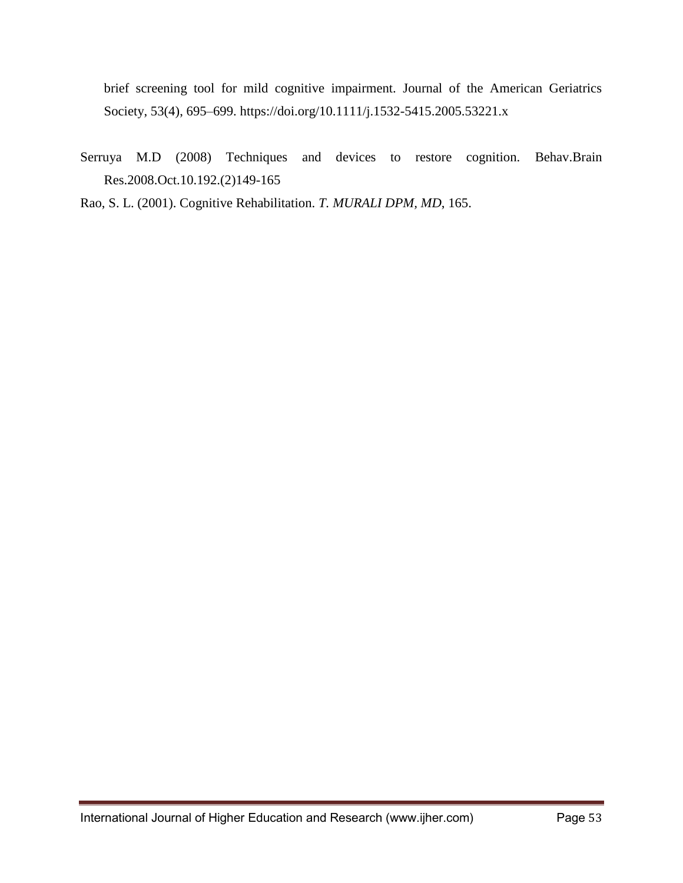brief screening tool for mild cognitive impairment. Journal of the American Geriatrics Society, 53(4), 695–699. https://doi.org/10.1111/j.1532-5415.2005.53221.x

Serruya M.D (2008) Techniques and devices to restore cognition. Behav.Brain Res.2008.Oct.10.192.(2)149-165

Rao, S. L. (2001). Cognitive Rehabilitation. *T. MURALI DPM, MD*, 165.